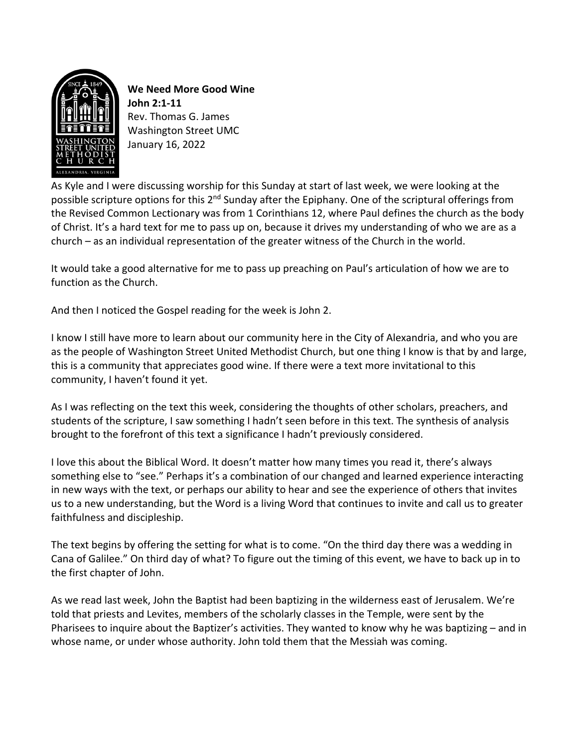**We Need More Good Wine**
**John 2:1-11**
Rev. Thomas G. James
Washington Street UMC
January 16, 2022

As Kyle and I were discussing worship for this Sunday at start of last week, we were looking at the possible scripture options for this 2nd Sunday after the Epiphany. One of the scriptural offerings from the Revised Common Lectionary was from 1 Corinthians 12, where Paul defines the church as the body of Christ. It's a hard text for me to pass up on, because it drives my understanding of who we are as a church – as an individual representation of the greater witness of the Church in the world.

It would take a good alternative for me to pass up preaching on Paul's articulation of how we are to function as the Church.

And then I noticed the Gospel reading for the week is John 2.

I know I still have more to learn about our community here in the City of Alexandria, and who you are as the people of Washington Street United Methodist Church, but one thing I know is that by and large, this is a community that appreciates good wine. If there were a text more invitational to this community, I haven't found it yet.

As I was reflecting on the text this week, considering the thoughts of other scholars, preachers, and students of the scripture, I saw something I hadn't seen before in this text. The synthesis of analysis brought to the forefront of this text a significance I hadn't previously considered.

I love this about the Biblical Word. It doesn't matter how many times you read it, there's always something else to "see." Perhaps it's a combination of our changed and learned experience interacting in new ways with the text, or perhaps our ability to hear and see the experience of others that invites us to a new understanding, but the Word is a living Word that continues to invite and call us to greater faithfulness and discipleship.

The text begins by offering the setting for what is to come. "On the third day there was a wedding in Cana of Galilee." On third day of what? To figure out the timing of this event, we have to back up in to the first chapter of John.

As we read last week, John the Baptist had been baptizing in the wilderness east of Jerusalem. We're told that priests and Levites, members of the scholarly classes in the Temple, were sent by the Pharisees to inquire about the Baptizer's activities. They wanted to know why he was baptizing – and in whose name, or under whose authority. John told them that the Messiah was coming.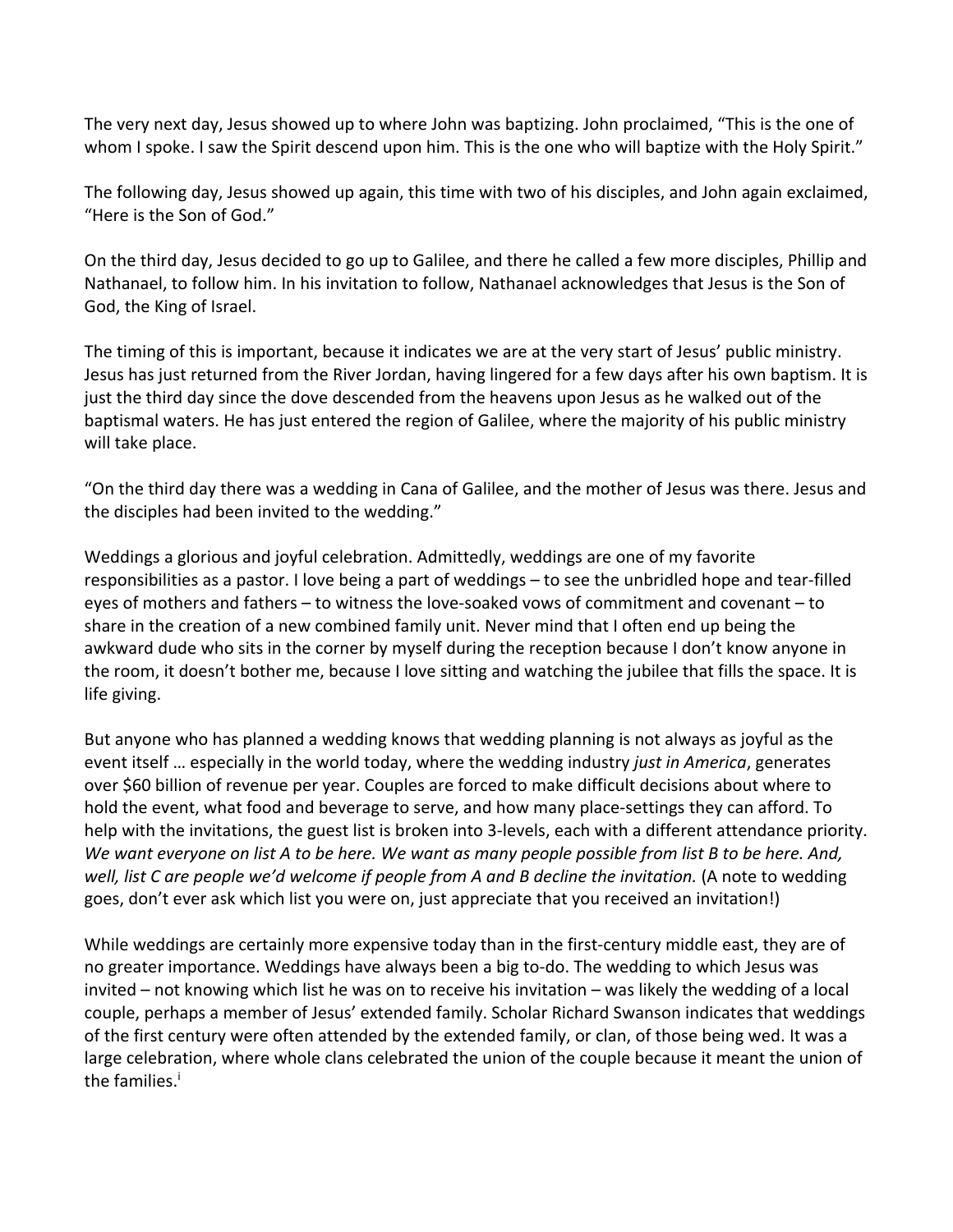The very next day, Jesus showed up to where John was baptizing. John proclaimed, "This is the one of whom I spoke. I saw the Spirit descend upon him. This is the one who will baptize with the Holy Spirit."

The following day, Jesus showed up again, this time with two of his disciples, and John again exclaimed, "Here is the Son of God."

On the third day, Jesus decided to go up to Galilee, and there he called a few more disciples, Phillip and Nathanael, to follow him. In his invitation to follow, Nathanael acknowledges that Jesus is the Son of God, the King of Israel.

The timing of this is important, because it indicates we are at the very start of Jesus' public ministry. Jesus has just returned from the River Jordan, having lingered for a few days after his own baptism. It is just the third day since the dove descended from the heavens upon Jesus as he walked out of the baptismal waters. He has just entered the region of Galilee, where the majority of his public ministry will take place.

"On the third day there was a wedding in Cana of Galilee, and the mother of Jesus was there. Jesus and the disciples had been invited to the wedding."

Weddings a glorious and joyful celebration. Admittedly, weddings are one of my favorite responsibilities as a pastor. I love being a part of weddings – to see the unbridled hope and tear-filled eyes of mothers and fathers – to witness the love-soaked vows of commitment and covenant – to share in the creation of a new combined family unit. Never mind that I often end up being the awkward dude who sits in the corner by myself during the reception because I don't know anyone in the room, it doesn't bother me, because I love sitting and watching the jubilee that fills the space. It is life giving.

But anyone who has planned a wedding knows that wedding planning is not always as joyful as the event itself … especially in the world today, where the wedding industry *just in America*, generates over $60 billion of revenue per year. Couples are forced to make difficult decisions about where to hold the event, what food and beverage to serve, and how many place-settings they can afford. To help with the invitations, the guest list is broken into 3-levels, each with a different attendance priority. *We want everyone on list A to be here. We want as many people possible from list B to be here. And, well, list C are people we'd welcome if people from A and B decline the invitation.* (A note to wedding goes, don't ever ask which list you were on, just appreciate that you received an invitation!)

While weddings are certainly more expensive today than in the first-century middle east, they are of no greater importance. Weddings have always been a big to-do. The wedding to which Jesus was invited – not knowing which list he was on to receive his invitation – was likely the wedding of a local couple, perhaps a member of Jesus' extended family. Scholar Richard Swanson indicates that weddings of the first century were often attended by the extended family, or clan, of those being wed. It was a large celebration, where whole clans celebrated the union of the couple because it meant the union of the families.[i]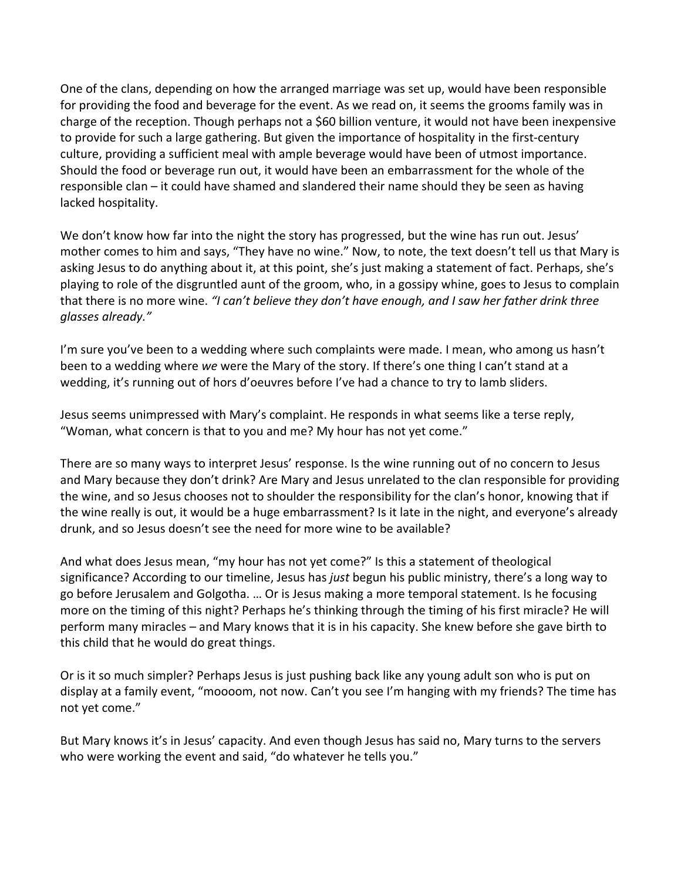One of the clans, depending on how the arranged marriage was set up, would have been responsible for providing the food and beverage for the event. As we read on, it seems the grooms family was in charge of the reception. Though perhaps not a $60 billion venture, it would not have been inexpensive to provide for such a large gathering. But given the importance of hospitality in the first-century culture, providing a sufficient meal with ample beverage would have been of utmost importance. Should the food or beverage run out, it would have been an embarrassment for the whole of the responsible clan – it could have shamed and slandered their name should they be seen as having lacked hospitality.

We don't know how far into the night the story has progressed, but the wine has run out. Jesus' mother comes to him and says, "They have no wine." Now, to note, the text doesn't tell us that Mary is asking Jesus to do anything about it, at this point, she's just making a statement of fact. Perhaps, she's playing to role of the disgruntled aunt of the groom, who, in a gossipy whine, goes to Jesus to complain that there is no more wine. *"I can't believe they don't have enough, and I saw her father drink three glasses already."*

I'm sure you've been to a wedding where such complaints were made. I mean, who among us hasn't been to a wedding where *we* were the Mary of the story. If there's one thing I can't stand at a wedding, it's running out of hors d'oeuvres before I've had a chance to try to lamb sliders.

Jesus seems unimpressed with Mary's complaint. He responds in what seems like a terse reply, "Woman, what concern is that to you and me? My hour has not yet come."

There are so many ways to interpret Jesus' response. Is the wine running out of no concern to Jesus and Mary because they don't drink? Are Mary and Jesus unrelated to the clan responsible for providing the wine, and so Jesus chooses not to shoulder the responsibility for the clan's honor, knowing that if the wine really is out, it would be a huge embarrassment? Is it late in the night, and everyone's already drunk, and so Jesus doesn't see the need for more wine to be available?

And what does Jesus mean, "my hour has not yet come?" Is this a statement of theological significance? According to our timeline, Jesus has *just* begun his public ministry, there's a long way to go before Jerusalem and Golgotha. … Or is Jesus making a more temporal statement. Is he focusing more on the timing of this night? Perhaps he's thinking through the timing of his first miracle? He will perform many miracles – and Mary knows that it is in his capacity. She knew before she gave birth to this child that he would do great things.

Or is it so much simpler? Perhaps Jesus is just pushing back like any young adult son who is put on display at a family event, "moooom, not now. Can't you see I'm hanging with my friends? The time has not yet come."

But Mary knows it's in Jesus' capacity. And even though Jesus has said no, Mary turns to the servers who were working the event and said, "do whatever he tells you."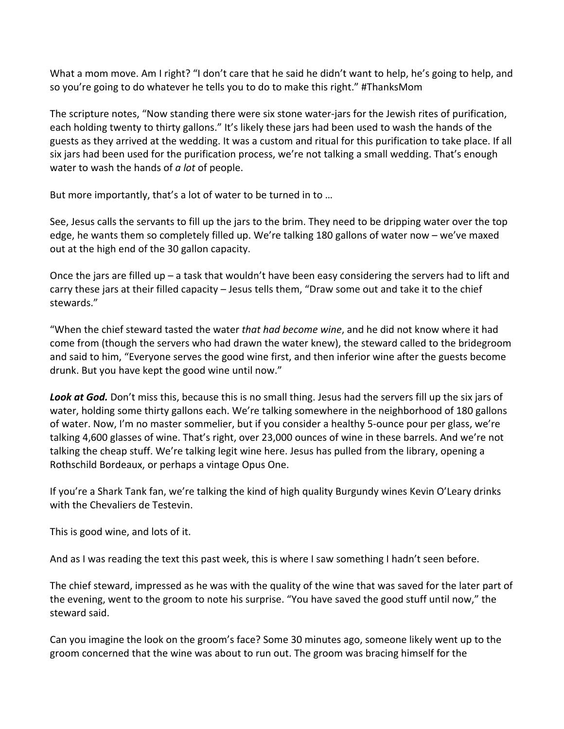What a mom move. Am I right? "I don't care that he said he didn't want to help, he's going to help, and so you're going to do whatever he tells you to do to make this right." #ThanksMom

The scripture notes, "Now standing there were six stone water-jars for the Jewish rites of purification, each holding twenty to thirty gallons." It's likely these jars had been used to wash the hands of the guests as they arrived at the wedding. It was a custom and ritual for this purification to take place. If all six jars had been used for the purification process, we're not talking a small wedding. That's enough water to wash the hands of *a lot* of people.

But more importantly, that's a lot of water to be turned in to …

See, Jesus calls the servants to fill up the jars to the brim. They need to be dripping water over the top edge, he wants them so completely filled up. We're talking 180 gallons of water now – we've maxed out at the high end of the 30 gallon capacity.

Once the jars are filled up – a task that wouldn't have been easy considering the servers had to lift and carry these jars at their filled capacity – Jesus tells them, "Draw some out and take it to the chief stewards."

"When the chief steward tasted the water *that had become wine*, and he did not know where it had come from (though the servers who had drawn the water knew), the steward called to the bridegroom and said to him, "Everyone serves the good wine first, and then inferior wine after the guests become drunk. But you have kept the good wine until now."

***Look at God.*** Don't miss this, because this is no small thing. Jesus had the servers fill up the six jars of water, holding some thirty gallons each. We're talking somewhere in the neighborhood of 180 gallons of water. Now, I'm no master sommelier, but if you consider a healthy 5-ounce pour per glass, we're talking 4,600 glasses of wine. That's right, over 23,000 ounces of wine in these barrels. And we're not talking the cheap stuff. We're talking legit wine here. Jesus has pulled from the library, opening a Rothschild Bordeaux, or perhaps a vintage Opus One.

If you're a Shark Tank fan, we're talking the kind of high quality Burgundy wines Kevin O'Leary drinks with the Chevaliers de Testevin.

This is good wine, and lots of it.

And as I was reading the text this past week, this is where I saw something I hadn't seen before.

The chief steward, impressed as he was with the quality of the wine that was saved for the later part of the evening, went to the groom to note his surprise. "You have saved the good stuff until now," the steward said.

Can you imagine the look on the groom's face? Some 30 minutes ago, someone likely went up to the groom concerned that the wine was about to run out. The groom was bracing himself for the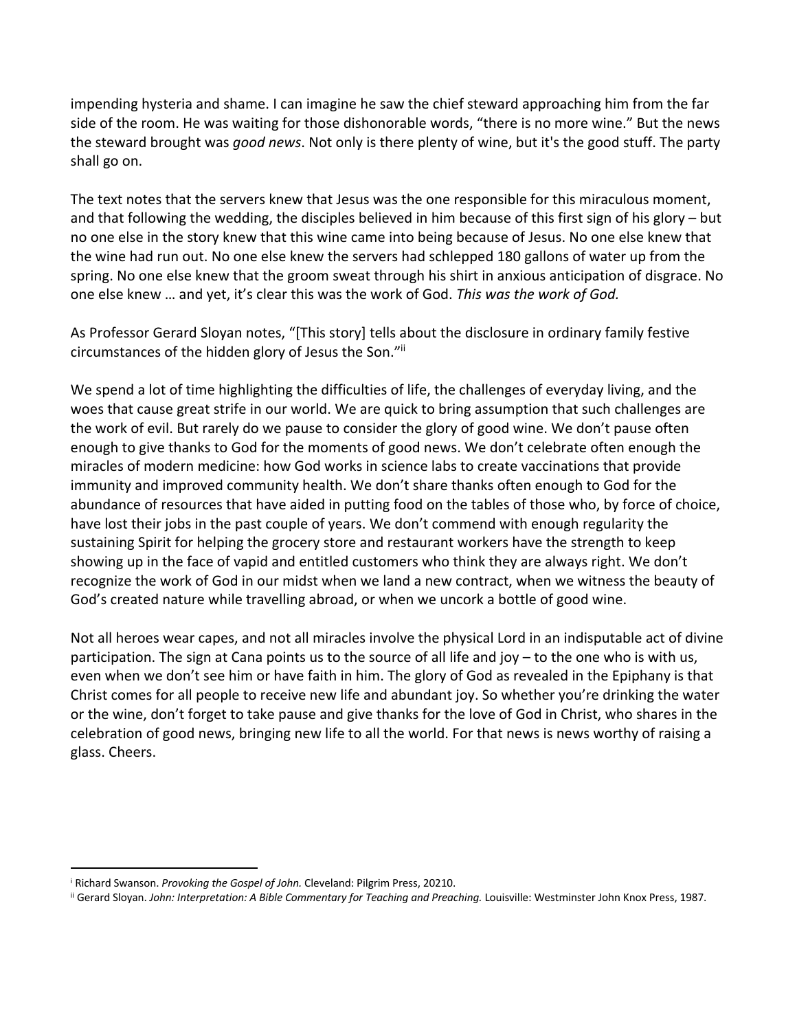impending hysteria and shame. I can imagine he saw the chief steward approaching him from the far side of the room. He was waiting for those dishonorable words, "there is no more wine." But the news the steward brought was *good news*. Not only is there plenty of wine, but it's the good stuff. The party shall go on.

The text notes that the servers knew that Jesus was the one responsible for this miraculous moment, and that following the wedding, the disciples believed in him because of this first sign of his glory – but no one else in the story knew that this wine came into being because of Jesus. No one else knew that the wine had run out. No one else knew the servers had schlepped 180 gallons of water up from the spring. No one else knew that the groom sweat through his shirt in anxious anticipation of disgrace. No one else knew … and yet, it's clear this was the work of God. *This was the work of God.*

As Professor Gerard Sloyan notes, "[This story] tells about the disclosure in ordinary family festive circumstances of the hidden glory of Jesus the Son."[ii]

We spend a lot of time highlighting the difficulties of life, the challenges of everyday living, and the woes that cause great strife in our world. We are quick to bring assumption that such challenges are the work of evil. But rarely do we pause to consider the glory of good wine. We don't pause often enough to give thanks to God for the moments of good news. We don't celebrate often enough the miracles of modern medicine: how God works in science labs to create vaccinations that provide immunity and improved community health. We don't share thanks often enough to God for the abundance of resources that have aided in putting food on the tables of those who, by force of choice, have lost their jobs in the past couple of years. We don't commend with enough regularity the sustaining Spirit for helping the grocery store and restaurant workers have the strength to keep showing up in the face of vapid and entitled customers who think they are always right. We don't recognize the work of God in our midst when we land a new contract, when we witness the beauty of God's created nature while travelling abroad, or when we uncork a bottle of good wine.

Not all heroes wear capes, and not all miracles involve the physical Lord in an indisputable act of divine participation. The sign at Cana points us to the source of all life and joy – to the one who is with us, even when we don't see him or have faith in him. The glory of God as revealed in the Epiphany is that Christ comes for all people to receive new life and abundant joy. So whether you're drinking the water or the wine, don't forget to take pause and give thanks for the love of God in Christ, who shares in the celebration of good news, bringing new life to all the world. For that news is news worthy of raising a glass. Cheers.

---

[i] Richard Swanson. *Provoking the Gospel of John.* Cleveland: Pilgrim Press, 20210.

[ii] Gerard Sloyan. *John: Interpretation: A Bible Commentary for Teaching and Preaching.* Louisville: Westminster John Knox Press, 1987.